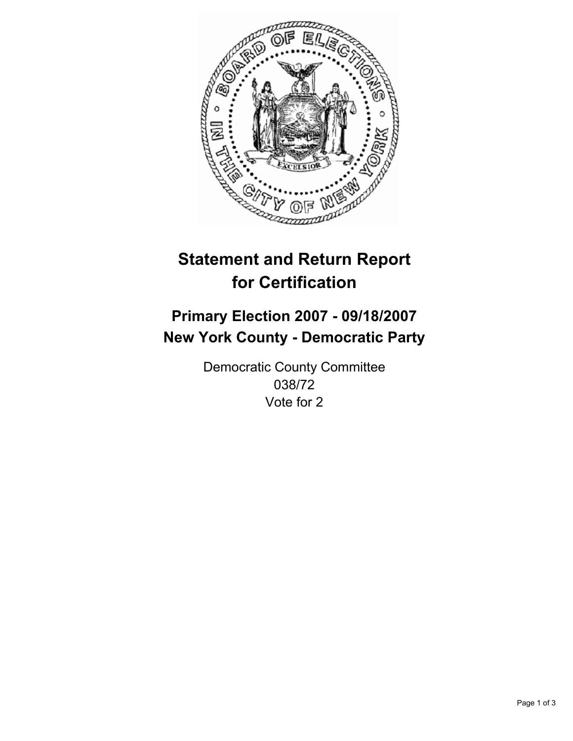# Statement and Return Report for Certification

## Primary Election 2007 - 09/18/2007
## New York County - Democratic Party

Democratic County Committee
038/72
Vote for 2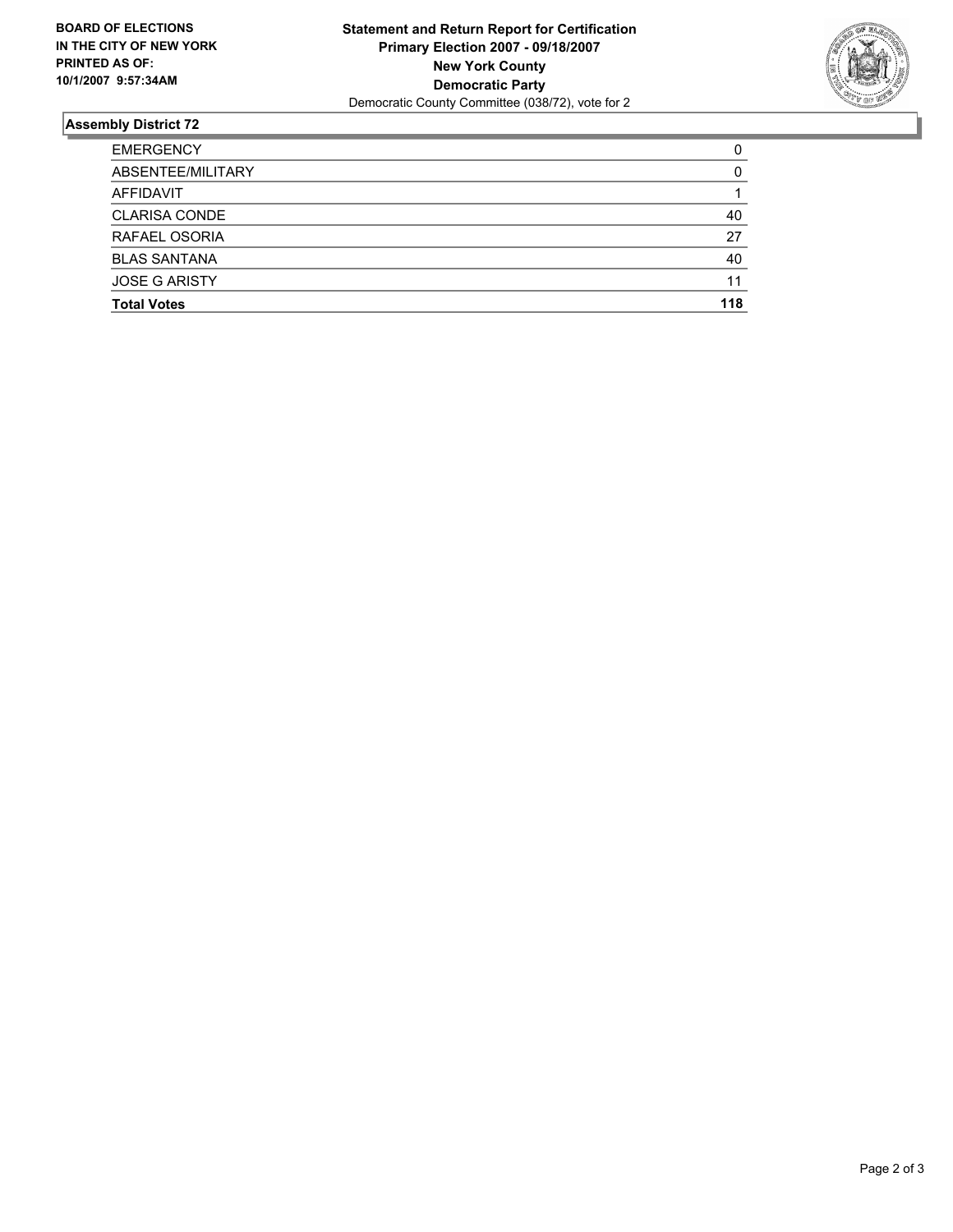**BOARD OF ELECTIONS IN THE CITY OF NEW YORK PRINTED AS OF: 10/1/2007 9:57:34AM**

**Statement and Return Report for Certification**
**Primary Election 2007 - 09/18/2007**
**New York County**
**Democratic Party**
Democratic County Committee (038/72), vote for 2

## Assembly District 72

| | |
|---|---|
| EMERGENCY | 0 |
| ABSENTEE/MILITARY | 0 |
| AFFIDAVIT | 1 |
| CLARISA CONDE | 40 |
| RAFAEL OSORIA | 27 |
| BLAS SANTANA | 40 |
| JOSE G ARISTY | 11 |
| **Total Votes** | **118** |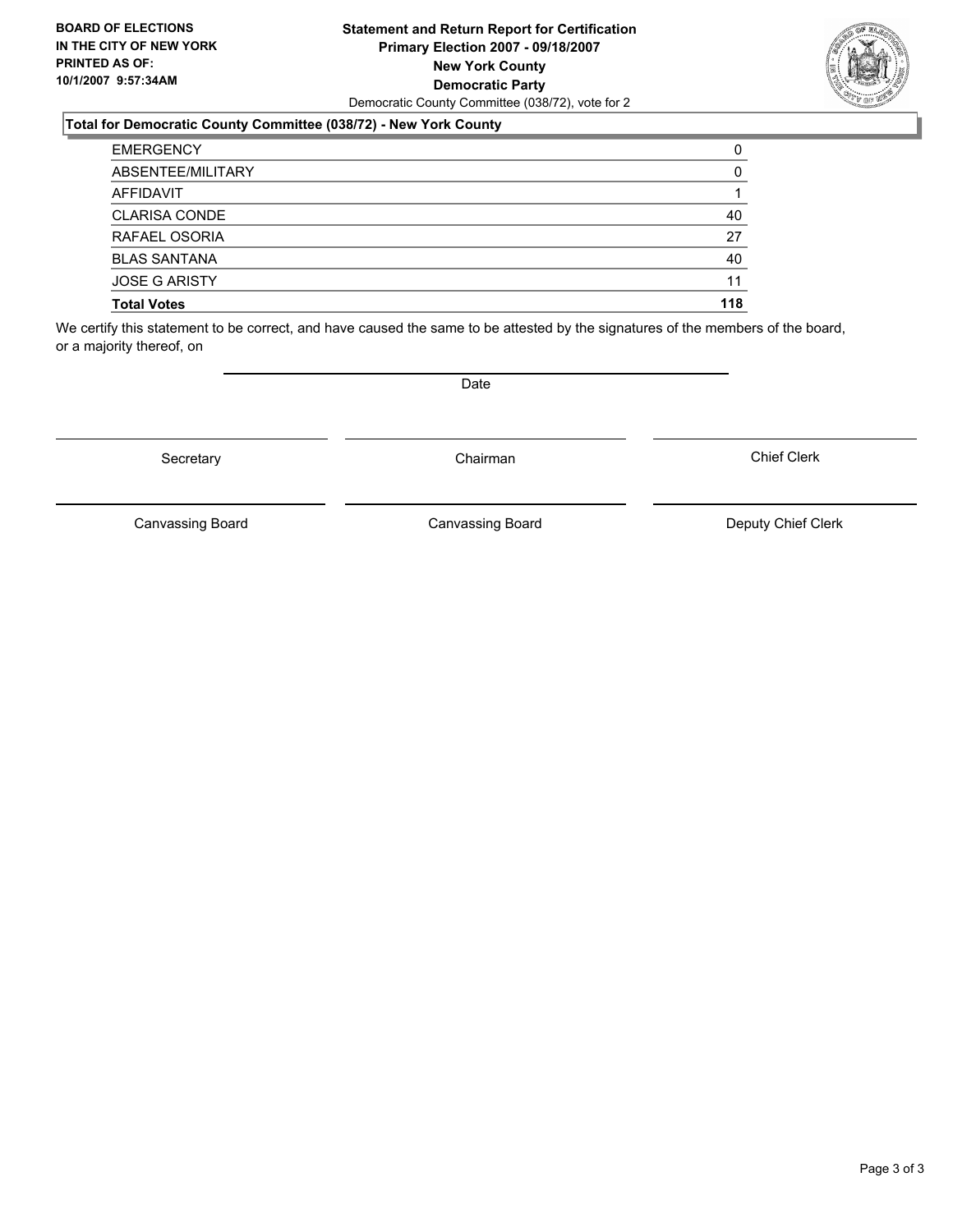**BOARD OF ELECTIONS IN THE CITY OF NEW YORK PRINTED AS OF: 10/1/2007 9:57:34AM**

**Statement and Return Report for Certification**
**Primary Election 2007 - 09/18/2007**
**New York County**
**Democratic Party**
Democratic County Committee (038/72), vote for 2

**Total for Democratic County Committee (038/72) - New York County**

| | |
|---|---|
| EMERGENCY | 0 |
| ABSENTEE/MILITARY | 0 |
| AFFIDAVIT | 1 |
| CLARISA CONDE | 40 |
| RAFAEL OSORIA | 27 |
| BLAS SANTANA | 40 |
| JOSE G ARISTY | 11 |
| **Total Votes** | **118** |

We certify this statement to be correct, and have caused the same to be attested by the signatures of the members of the board, or a majority thereof, on

Date

Secretary

Chairman

Chief Clerk

Canvassing Board

Canvassing Board

Deputy Chief Clerk